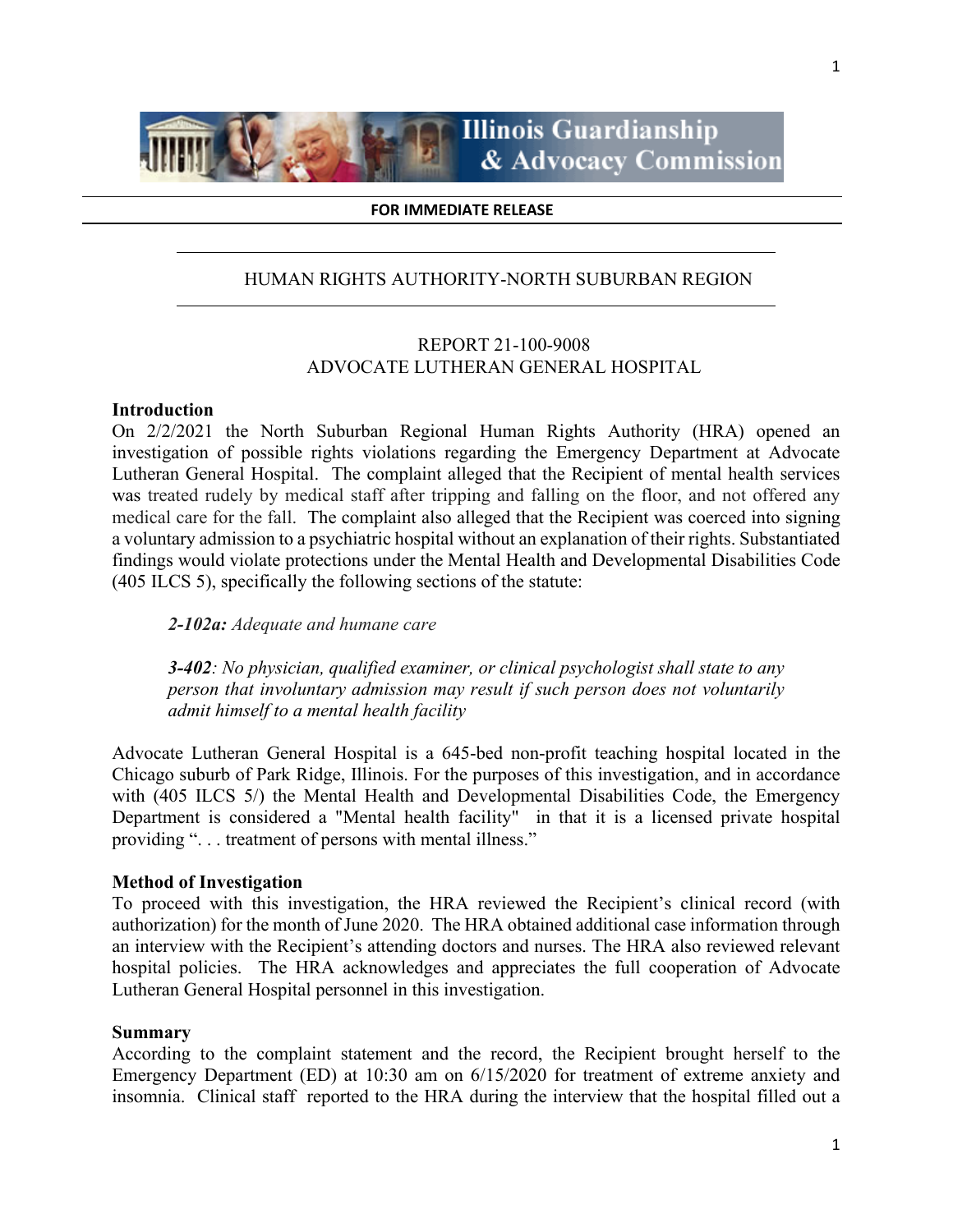**FOR IMMEDIATE RELEASE**

HUMAN RIGHTS AUTHORITY-NORTH SUBURBAN REGION

REPORT 21-100-9008
ADVOCATE LUTHERAN GENERAL HOSPITAL

## Introduction

On 2/2/2021 the North Suburban Regional Human Rights Authority (HRA) opened an investigation of possible rights violations regarding the Emergency Department at Advocate Lutheran General Hospital. The complaint alleged that the Recipient of mental health services was treated rudely by medical staff after tripping and falling on the floor, and not offered any medical care for the fall. The complaint also alleged that the Recipient was coerced into signing a voluntary admission to a psychiatric hospital without an explanation of their rights. Substantiated findings would violate protections under the Mental Health and Developmental Disabilities Code (405 ILCS 5), specifically the following sections of the statute:

> ***2-102a:*** *Adequate and humane care*
>
> ***3-402****: No physician, qualified examiner, or clinical psychologist shall state to any person that involuntary admission may result if such person does not voluntarily admit himself to a mental health facility*

Advocate Lutheran General Hospital is a 645-bed non-profit teaching hospital located in the Chicago suburb of Park Ridge, Illinois. For the purposes of this investigation, and in accordance with (405 ILCS 5/) the Mental Health and Developmental Disabilities Code, the Emergency Department is considered a "Mental health facility" in that it is a licensed private hospital providing ". . . treatment of persons with mental illness."

## Method of Investigation

To proceed with this investigation, the HRA reviewed the Recipient's clinical record (with authorization) for the month of June 2020. The HRA obtained additional case information through an interview with the Recipient's attending doctors and nurses. The HRA also reviewed relevant hospital policies. The HRA acknowledges and appreciates the full cooperation of Advocate Lutheran General Hospital personnel in this investigation.

## Summary

According to the complaint statement and the record, the Recipient brought herself to the Emergency Department (ED) at 10:30 am on 6/15/2020 for treatment of extreme anxiety and insomnia. Clinical staff reported to the HRA during the interview that the hospital filled out a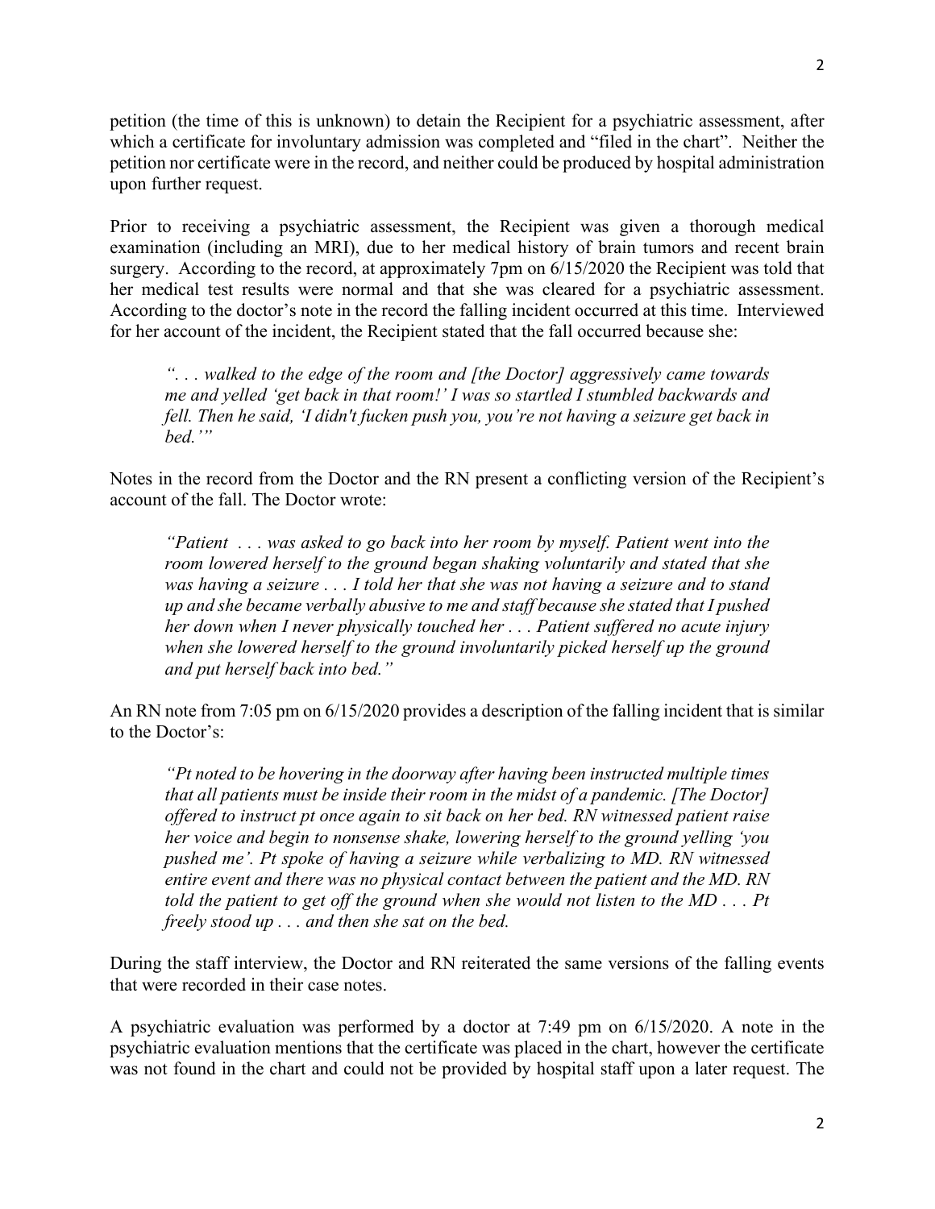petition (the time of this is unknown) to detain the Recipient for a psychiatric assessment, after which a certificate for involuntary admission was completed and "filed in the chart". Neither the petition nor certificate were in the record, and neither could be produced by hospital administration upon further request.

Prior to receiving a psychiatric assessment, the Recipient was given a thorough medical examination (including an MRI), due to her medical history of brain tumors and recent brain surgery. According to the record, at approximately 7pm on 6/15/2020 the Recipient was told that her medical test results were normal and that she was cleared for a psychiatric assessment. According to the doctor's note in the record the falling incident occurred at this time. Interviewed for her account of the incident, the Recipient stated that the fall occurred because she:

> *". . . walked to the edge of the room and [the Doctor] aggressively came towards me and yelled 'get back in that room!' I was so startled I stumbled backwards and fell. Then he said, 'I didn't fucken push you, you're not having a seizure get back in bed.'"*

Notes in the record from the Doctor and the RN present a conflicting version of the Recipient's account of the fall. The Doctor wrote:

> *"Patient . . . was asked to go back into her room by myself. Patient went into the room lowered herself to the ground began shaking voluntarily and stated that she was having a seizure . . . I told her that she was not having a seizure and to stand up and she became verbally abusive to me and staff because she stated that I pushed her down when I never physically touched her . . . Patient suffered no acute injury when she lowered herself to the ground involuntarily picked herself up the ground and put herself back into bed."*

An RN note from 7:05 pm on 6/15/2020 provides a description of the falling incident that is similar to the Doctor's:

> *"Pt noted to be hovering in the doorway after having been instructed multiple times that all patients must be inside their room in the midst of a pandemic. [The Doctor] offered to instruct pt once again to sit back on her bed. RN witnessed patient raise her voice and begin to nonsense shake, lowering herself to the ground yelling 'you pushed me'. Pt spoke of having a seizure while verbalizing to MD. RN witnessed entire event and there was no physical contact between the patient and the MD. RN told the patient to get off the ground when she would not listen to the MD . . . Pt freely stood up . . . and then she sat on the bed.*

During the staff interview, the Doctor and RN reiterated the same versions of the falling events that were recorded in their case notes.

A psychiatric evaluation was performed by a doctor at 7:49 pm on 6/15/2020. A note in the psychiatric evaluation mentions that the certificate was placed in the chart, however the certificate was not found in the chart and could not be provided by hospital staff upon a later request. The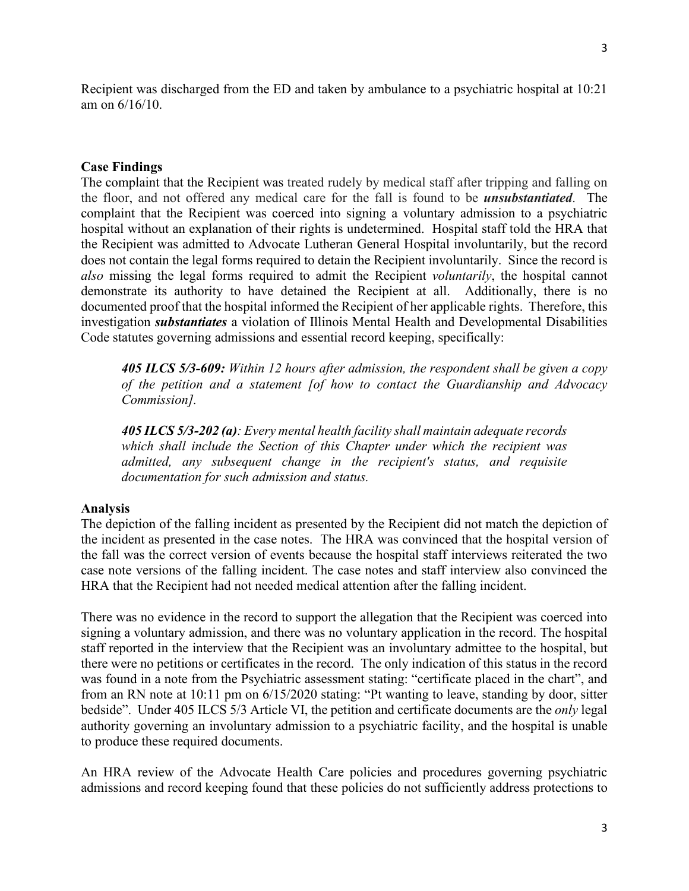Recipient was discharged from the ED and taken by ambulance to a psychiatric hospital at 10:21 am on 6/16/10.

**Case Findings**

The complaint that the Recipient was treated rudely by medical staff after tripping and falling on the floor, and not offered any medical care for the fall is found to be ***unsubstantiated***. The complaint that the Recipient was coerced into signing a voluntary admission to a psychiatric hospital without an explanation of their rights is undetermined. Hospital staff told the HRA that the Recipient was admitted to Advocate Lutheran General Hospital involuntarily, but the record does not contain the legal forms required to detain the Recipient involuntarily. Since the record is *also* missing the legal forms required to admit the Recipient *voluntarily*, the hospital cannot demonstrate its authority to have detained the Recipient at all. Additionally, there is no documented proof that the hospital informed the Recipient of her applicable rights. Therefore, this investigation ***substantiates*** a violation of Illinois Mental Health and Developmental Disabilities Code statutes governing admissions and essential record keeping, specifically:

> ***405 ILCS 5/3-609:*** *Within 12 hours after admission, the respondent shall be given a copy of the petition and a statement [of how to contact the Guardianship and Advocacy Commission].*
>
> ***405 ILCS 5/3-202 (a)****: Every mental health facility shall maintain adequate records which shall include the Section of this Chapter under which the recipient was admitted, any subsequent change in the recipient's status, and requisite documentation for such admission and status.*

**Analysis**

The depiction of the falling incident as presented by the Recipient did not match the depiction of the incident as presented in the case notes. The HRA was convinced that the hospital version of the fall was the correct version of events because the hospital staff interviews reiterated the two case note versions of the falling incident. The case notes and staff interview also convinced the HRA that the Recipient had not needed medical attention after the falling incident.

There was no evidence in the record to support the allegation that the Recipient was coerced into signing a voluntary admission, and there was no voluntary application in the record. The hospital staff reported in the interview that the Recipient was an involuntary admittee to the hospital, but there were no petitions or certificates in the record. The only indication of this status in the record was found in a note from the Psychiatric assessment stating: "certificate placed in the chart", and from an RN note at 10:11 pm on 6/15/2020 stating: "Pt wanting to leave, standing by door, sitter bedside". Under 405 ILCS 5/3 Article VI, the petition and certificate documents are the *only* legal authority governing an involuntary admission to a psychiatric facility, and the hospital is unable to produce these required documents.

An HRA review of the Advocate Health Care policies and procedures governing psychiatric admissions and record keeping found that these policies do not sufficiently address protections to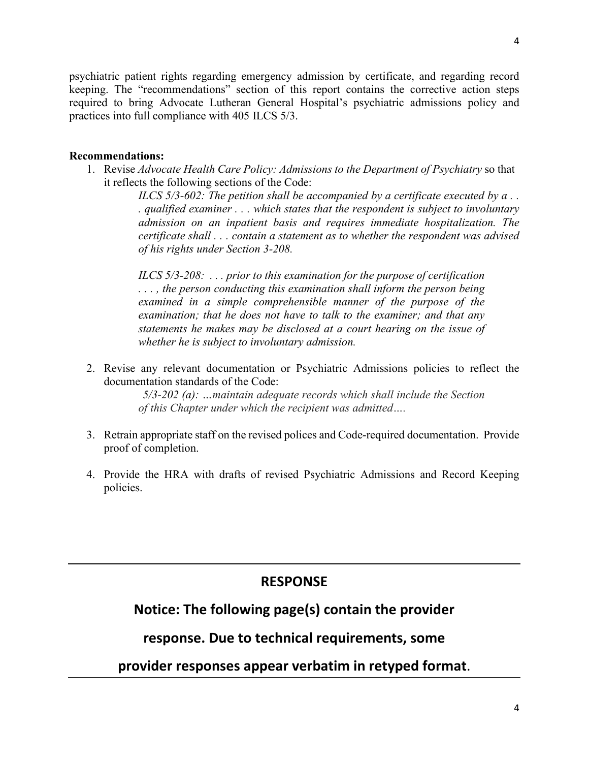psychiatric patient rights regarding emergency admission by certificate, and regarding record keeping. The "recommendations" section of this report contains the corrective action steps required to bring Advocate Lutheran General Hospital's psychiatric admissions policy and practices into full compliance with 405 ILCS 5/3.

**Recommendations:**

1. Revise *Advocate Health Care Policy: Admissions to the Department of Psychiatry* so that it reflects the following sections of the Code:

   > *ILCS 5/3-602: The petition shall be accompanied by a certificate executed by a . . . qualified examiner . . . which states that the respondent is subject to involuntary admission on an inpatient basis and requires immediate hospitalization. The certificate shall . . . contain a statement as to whether the respondent was advised of his rights under Section 3-208.*
   >
   > *ILCS 5/3-208: . . . prior to this examination for the purpose of certification . . . , the person conducting this examination shall inform the person being examined in a simple comprehensible manner of the purpose of the examination; that he does not have to talk to the examiner; and that any statements he makes may be disclosed at a court hearing on the issue of whether he is subject to involuntary admission.*

2. Revise any relevant documentation or Psychiatric Admissions policies to reflect the documentation standards of the Code:

   > *5/3-202 (a): …maintain adequate records which shall include the Section of this Chapter under which the recipient was admitted….*

3. Retrain appropriate staff on the revised polices and Code-required documentation. Provide proof of completion.

4. Provide the HRA with drafts of revised Psychiatric Admissions and Record Keeping policies.

---

## RESPONSE

## Notice: The following page(s) contain the provider response. Due to technical requirements, some provider responses appear verbatim in retyped format.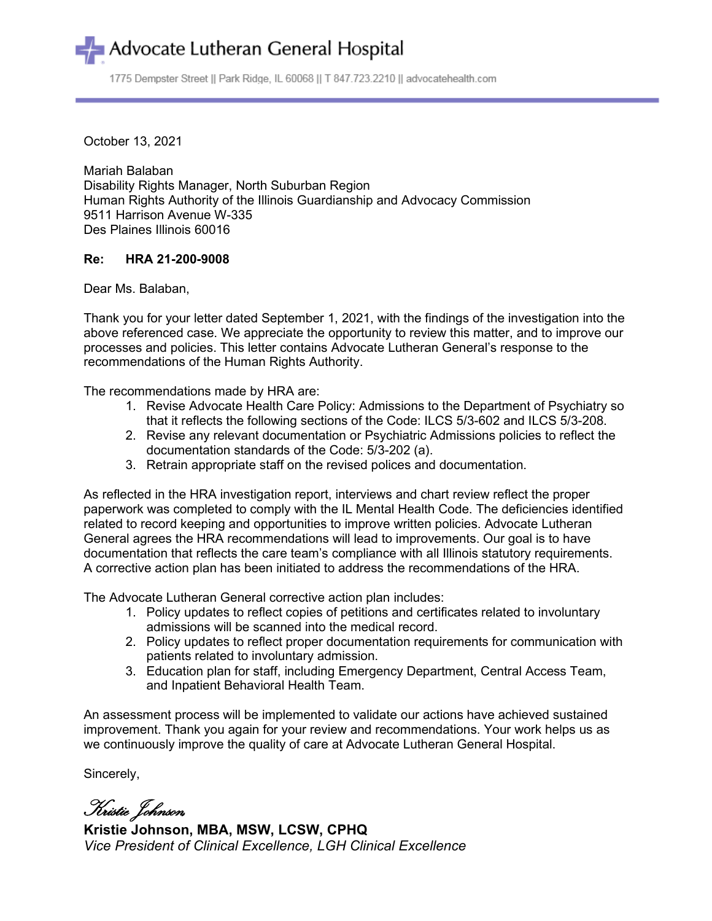# Advocate Lutheran General Hospital

1775 Dempster Street || Park Ridge, IL 60068 || T 847.723.2210 || advocatehealth.com

October 13, 2021

Mariah Balaban
Disability Rights Manager, North Suburban Region
Human Rights Authority of the Illinois Guardianship and Advocacy Commission
9511 Harrison Avenue W-335
Des Plaines Illinois 60016

**Re: HRA 21-200-9008**

Dear Ms. Balaban,

Thank you for your letter dated September 1, 2021, with the findings of the investigation into the above referenced case. We appreciate the opportunity to review this matter, and to improve our processes and policies. This letter contains Advocate Lutheran General's response to the recommendations of the Human Rights Authority.

The recommendations made by HRA are:

1. Revise Advocate Health Care Policy: Admissions to the Department of Psychiatry so that it reflects the following sections of the Code: ILCS 5/3-602 and ILCS 5/3-208.
2. Revise any relevant documentation or Psychiatric Admissions policies to reflect the documentation standards of the Code: 5/3-202 (a).
3. Retrain appropriate staff on the revised polices and documentation.

As reflected in the HRA investigation report, interviews and chart review reflect the proper paperwork was completed to comply with the IL Mental Health Code. The deficiencies identified related to record keeping and opportunities to improve written policies. Advocate Lutheran General agrees the HRA recommendations will lead to improvements. Our goal is to have documentation that reflects the care team's compliance with all Illinois statutory requirements. A corrective action plan has been initiated to address the recommendations of the HRA.

The Advocate Lutheran General corrective action plan includes:

1. Policy updates to reflect copies of petitions and certificates related to involuntary admissions will be scanned into the medical record.
2. Policy updates to reflect proper documentation requirements for communication with patients related to involuntary admission.
3. Education plan for staff, including Emergency Department, Central Access Team, and Inpatient Behavioral Health Team.

An assessment process will be implemented to validate our actions have achieved sustained improvement. Thank you again for your review and recommendations. Your work helps us as we continuously improve the quality of care at Advocate Lutheran General Hospital.

Sincerely,

*Kristie Johnson*

**Kristie Johnson, MBA, MSW, LCSW, CPHQ**
*Vice President of Clinical Excellence, LGH Clinical Excellence*